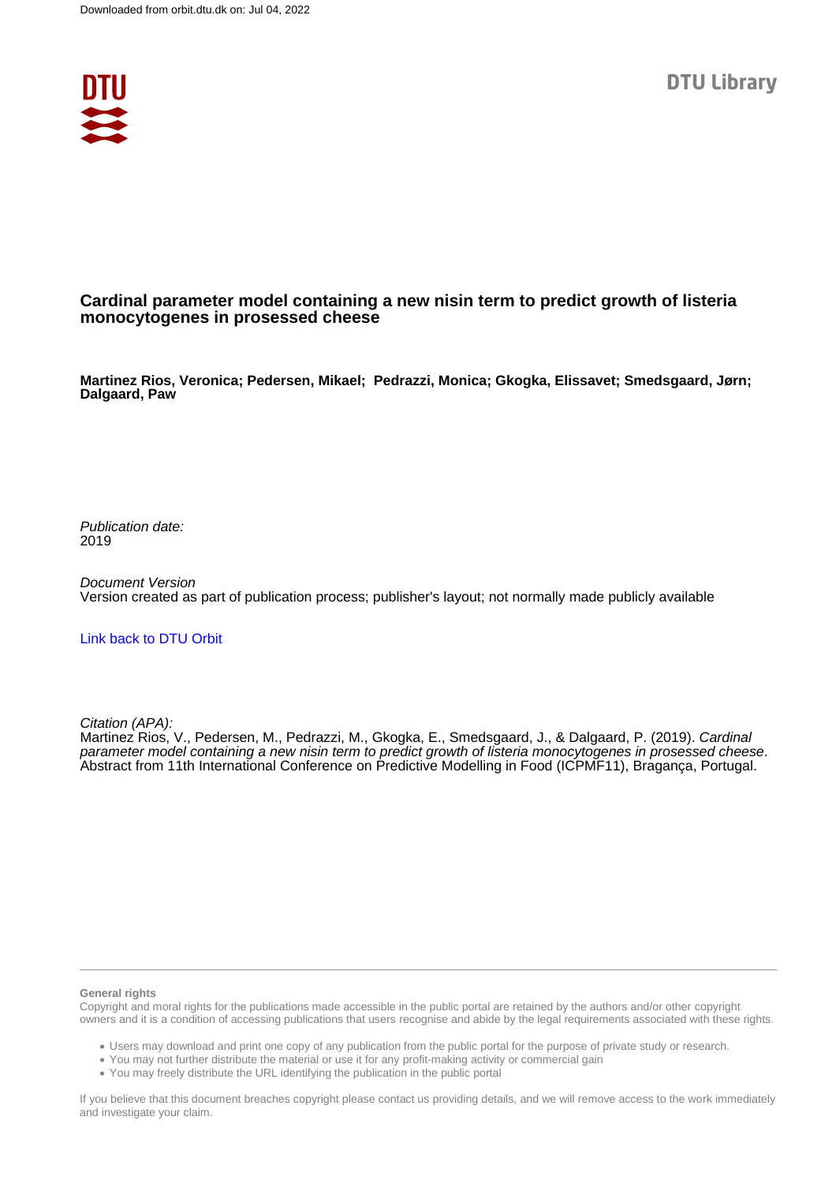Downloaded from orbit.dtu.dk on: Jul 04, 2022

DTU Library

# Cardinal parameter model containing a new nisin term to predict growth of listeria monocytogenes in prosessed cheese

**Martinez Rios, Veronica; Pedersen, Mikael; Pedrazzi, Monica; Gkogka, Elissavet; Smedsgaard, Jørn; Dalgaard, Paw**

*Publication date:*
2019

*Document Version*
Version created as part of publication process; publisher's layout; not normally made publicly available

[Link back to DTU Orbit](#)

*Citation (APA):*
Martinez Rios, V., Pedersen, M., Pedrazzi, M., Gkogka, E., Smedsgaard, J., & Dalgaard, P. (2019). *Cardinal parameter model containing a new nisin term to predict growth of listeria monocytogenes in prosessed cheese*. Abstract from 11th International Conference on Predictive Modelling in Food (ICPMF11), Bragança, Portugal.

**General rights**

Copyright and moral rights for the publications made accessible in the public portal are retained by the authors and/or other copyright owners and it is a condition of accessing publications that users recognise and abide by the legal requirements associated with these rights.

- Users may download and print one copy of any publication from the public portal for the purpose of private study or research.
- You may not further distribute the material or use it for any profit-making activity or commercial gain
- You may freely distribute the URL identifying the publication in the public portal

If you believe that this document breaches copyright please contact us providing details, and we will remove access to the work immediately and investigate your claim.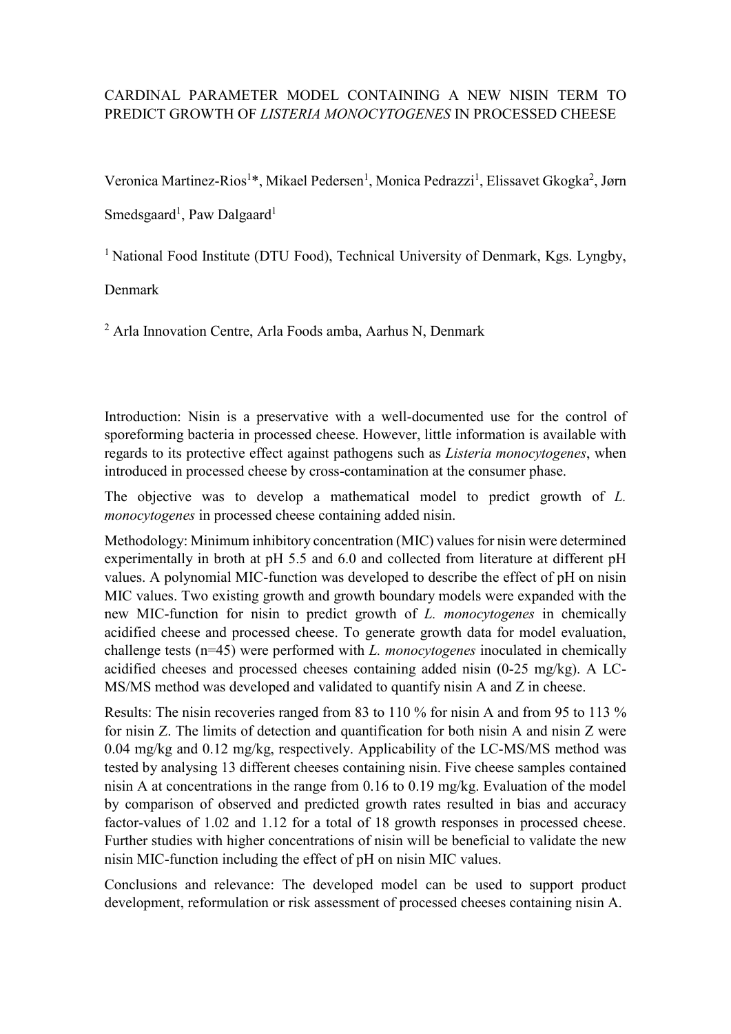# CARDINAL PARAMETER MODEL CONTAINING A NEW NISIN TERM TO PREDICT GROWTH OF *LISTERIA MONOCYTOGENES* IN PROCESSED CHEESE

Veronica Martinez-Rios[1]*, Mikael Pedersen[1], Monica Pedrazzi[1], Elissavet Gkogka[2], Jørn Smedsgaard[1], Paw Dalgaard[1]

[1] National Food Institute (DTU Food), Technical University of Denmark, Kgs. Lyngby, Denmark

[2] Arla Innovation Centre, Arla Foods amba, Aarhus N, Denmark

Introduction: Nisin is a preservative with a well-documented use for the control of sporeforming bacteria in processed cheese. However, little information is available with regards to its protective effect against pathogens such as *Listeria monocytogenes*, when introduced in processed cheese by cross-contamination at the consumer phase.

The objective was to develop a mathematical model to predict growth of *L. monocytogenes* in processed cheese containing added nisin.

Methodology: Minimum inhibitory concentration (MIC) values for nisin were determined experimentally in broth at pH 5.5 and 6.0 and collected from literature at different pH values. A polynomial MIC-function was developed to describe the effect of pH on nisin MIC values. Two existing growth and growth boundary models were expanded with the new MIC-function for nisin to predict growth of *L. monocytogenes* in chemically acidified cheese and processed cheese. To generate growth data for model evaluation, challenge tests (n=45) were performed with *L. monocytogenes* inoculated in chemically acidified cheeses and processed cheeses containing added nisin (0-25 mg/kg). A LC-MS/MS method was developed and validated to quantify nisin A and Z in cheese.

Results: The nisin recoveries ranged from 83 to 110 % for nisin A and from 95 to 113 % for nisin Z. The limits of detection and quantification for both nisin A and nisin Z were 0.04 mg/kg and 0.12 mg/kg, respectively. Applicability of the LC-MS/MS method was tested by analysing 13 different cheeses containing nisin. Five cheese samples contained nisin A at concentrations in the range from 0.16 to 0.19 mg/kg. Evaluation of the model by comparison of observed and predicted growth rates resulted in bias and accuracy factor-values of 1.02 and 1.12 for a total of 18 growth responses in processed cheese. Further studies with higher concentrations of nisin will be beneficial to validate the new nisin MIC-function including the effect of pH on nisin MIC values.

Conclusions and relevance: The developed model can be used to support product development, reformulation or risk assessment of processed cheeses containing nisin A.